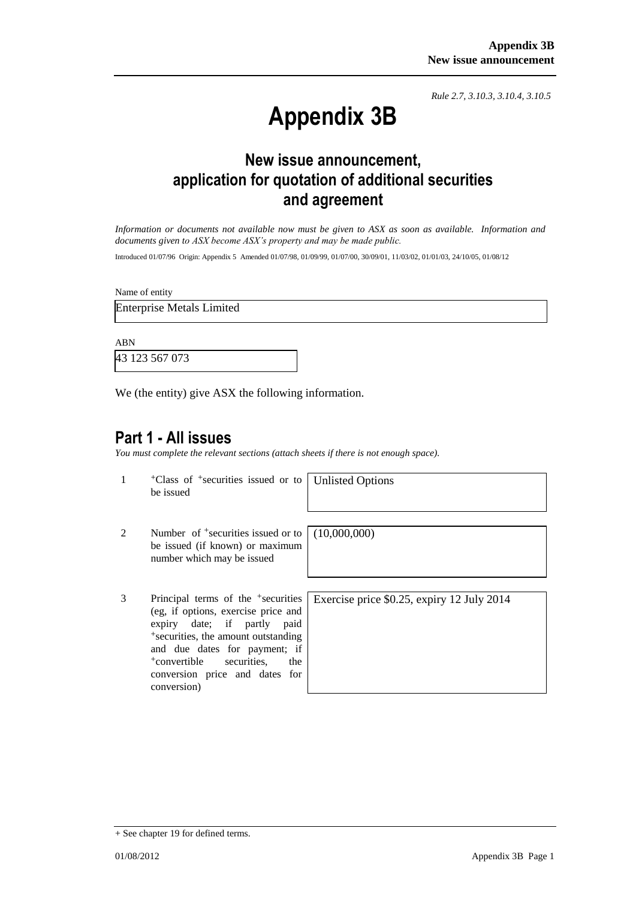*Rule 2.7, 3.10.3, 3.10.4, 3.10.5*

# Appendix 3B

## New issue announcement, application for quotation of additional securities and agreement

*Information or documents not available now must be given to ASX as soon as available. Information and documents given to ASX become ASX's property and may be made public.*

Introduced 01/07/96 Origin: Appendix 5 Amended 01/07/98, 01/09/99, 01/07/00, 30/09/01, 11/03/02, 01/01/03, 24/10/05, 01/08/12

Name of entity

Enterprise Metals Limited

ABN

43 123 567 073

We (the entity) give ASX the following information.

## Part 1 - All issues

*You must complete the relevant sections (attach sheets if there is not enough space).*

| | | |
|---|---|---|
| 1 | +Class of +securities issued or to be issued | Unlisted Options |
| 2 | Number of +securities issued or to be issued (if known) or maximum number which may be issued | (10,000,000) |
| 3 | Principal terms of the +securities (eg, if options, exercise price and expiry date; if partly paid +securities, the amount outstanding and due dates for payment; if +convertible securities, the conversion price and dates for conversion) | Exercise price $0.25, expiry 12 July 2014 |

+ See chapter 19 for defined terms.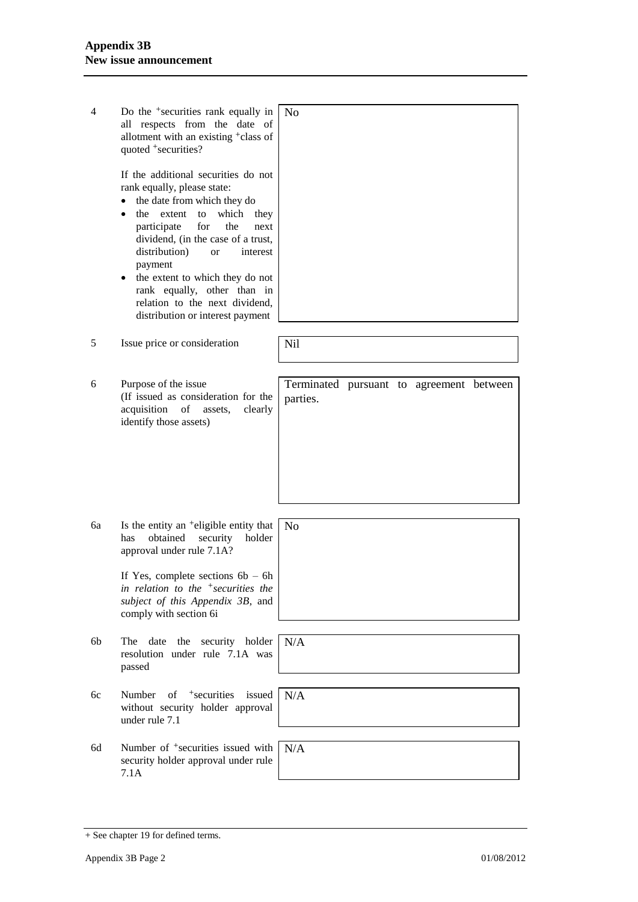| | | |
|---|---|---|
| 4 | Do the +securities rank equally in all respects from the date of allotment with an existing +class of quoted +securities?<br><br>If the additional securities do not rank equally, please state:<br>• the date from which they do<br>• the extent to which they participate for the next dividend, (in the case of a trust, distribution) or interest payment<br>• the extent to which they do not rank equally, other than in relation to the next dividend, distribution or interest payment | No |
| 5 | Issue price or consideration | Nil |
| 6 | Purpose of the issue<br>(If issued as consideration for the acquisition of assets, clearly identify those assets) | Terminated pursuant to agreement between parties. |
| 6a | Is the entity an +eligible entity that has obtained security holder approval under rule 7.1A?<br><br>If Yes, complete sections 6b – 6h *in relation to the +securities the subject of this Appendix 3B*, and comply with section 6i | No |
| 6b | The date the security holder resolution under rule 7.1A was passed | N/A |
| 6c | Number of +securities issued without security holder approval under rule 7.1 | N/A |
| 6d | Number of +securities issued with security holder approval under rule 7.1A | N/A |

+ See chapter 19 for defined terms.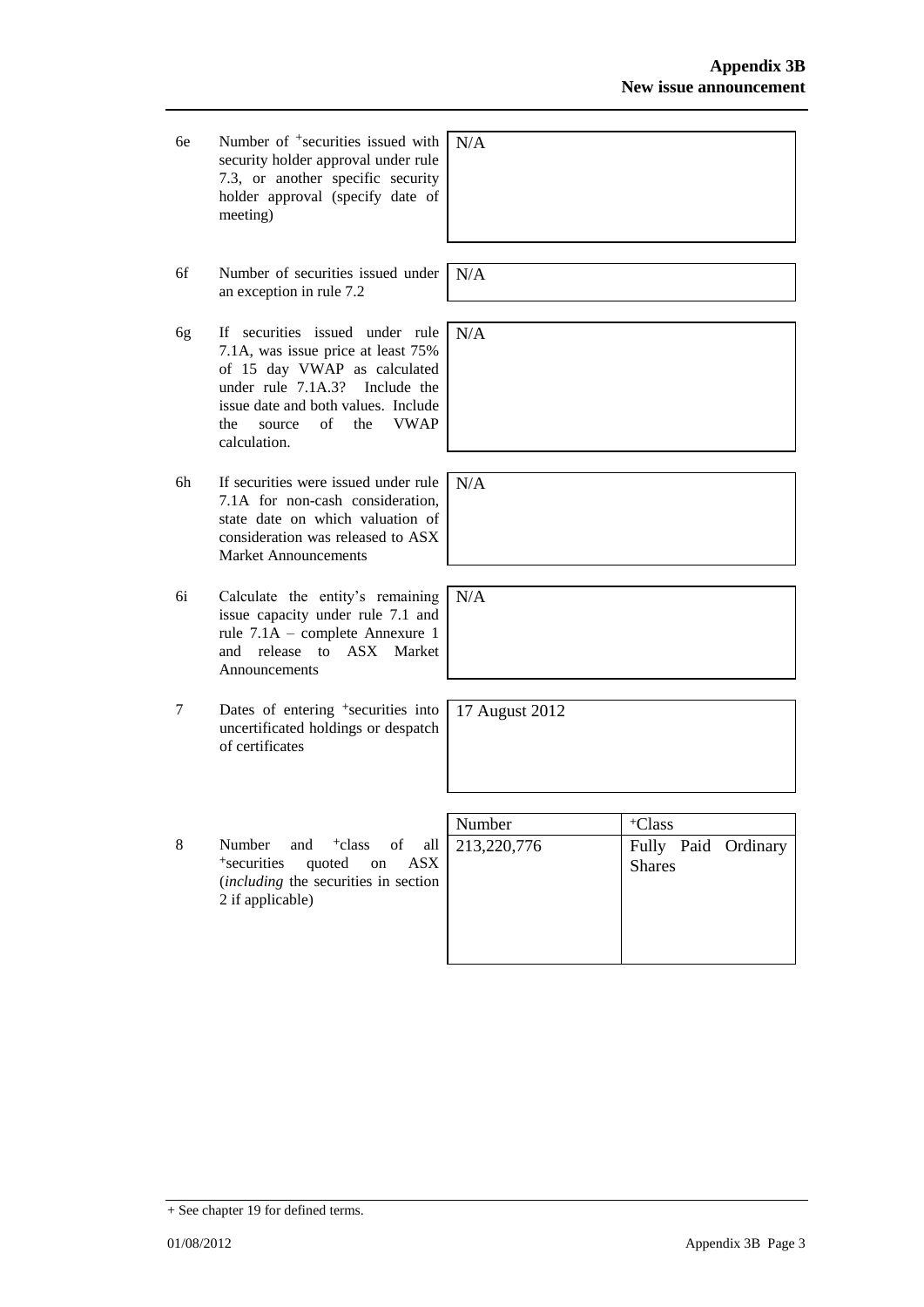| | | |
|---|---|---|
| 6e | Number of +securities issued with security holder approval under rule 7.3, or another specific security holder approval (specify date of meeting) | N/A |
| 6f | Number of securities issued under an exception in rule 7.2 | N/A |
| 6g | If securities issued under rule 7.1A, was issue price at least 75% of 15 day VWAP as calculated under rule 7.1A.3? Include the issue date and both values. Include the source of the VWAP calculation. | N/A |
| 6h | If securities were issued under rule 7.1A for non-cash consideration, state date on which valuation of consideration was released to ASX Market Announcements | N/A |
| 6i | Calculate the entity's remaining issue capacity under rule 7.1 and rule 7.1A – complete Annexure 1 and release to ASX Market Announcements | N/A |
| 7 | Dates of entering +securities into uncertificated holdings or despatch of certificates | 17 August 2012 |

| | | Number | +Class |
|---|---|---|---|
| 8 | Number and +class of all +securities quoted on ASX (*including* the securities in section 2 if applicable) | 213,220,776 | Fully Paid Ordinary Shares |

+ See chapter 19 for defined terms.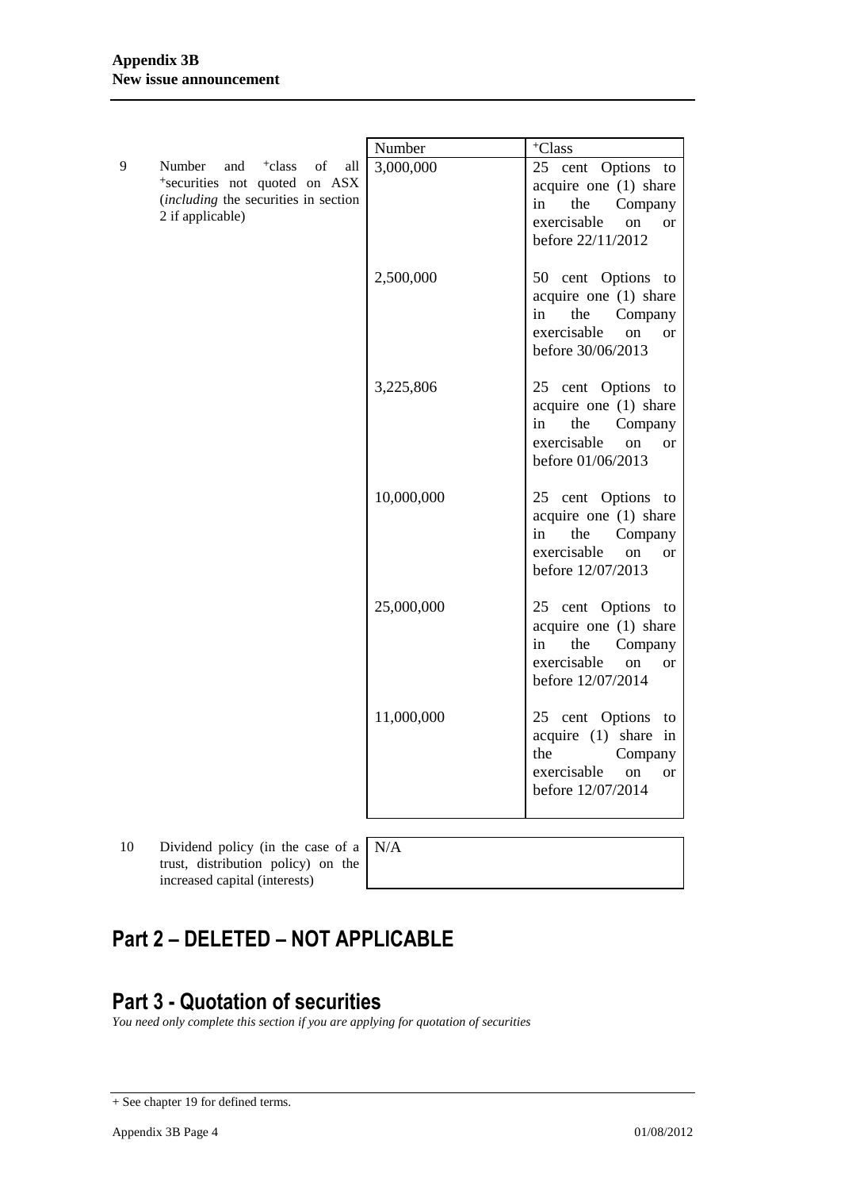| | | Number | +Class |
|---|---|---|---|
| 9 | Number and +class of all +securities not quoted on ASX (*including* the securities in section 2 if applicable) | 3,000,000 | 25 cent Options to acquire one (1) share in the Company exercisable on or before 22/11/2012 |
| | | 2,500,000 | 50 cent Options to acquire one (1) share in the Company exercisable on or before 30/06/2013 |
| | | 3,225,806 | 25 cent Options to acquire one (1) share in the Company exercisable on or before 01/06/2013 |
| | | 10,000,000 | 25 cent Options to acquire one (1) share in the Company exercisable on or before 12/07/2013 |
| | | 25,000,000 | 25 cent Options to acquire one (1) share in the Company exercisable on or before 12/07/2014 |
| | | 11,000,000 | 25 cent Options to acquire (1) share in the Company exercisable on or before 12/07/2014 |

| | | |
|---|---|---|
| 10 | Dividend policy (in the case of a trust, distribution policy) on the increased capital (interests) | N/A |

## Part 2 – DELETED – NOT APPLICABLE

## Part 3 - Quotation of securities

*You need only complete this section if you are applying for quotation of securities*

+ See chapter 19 for defined terms.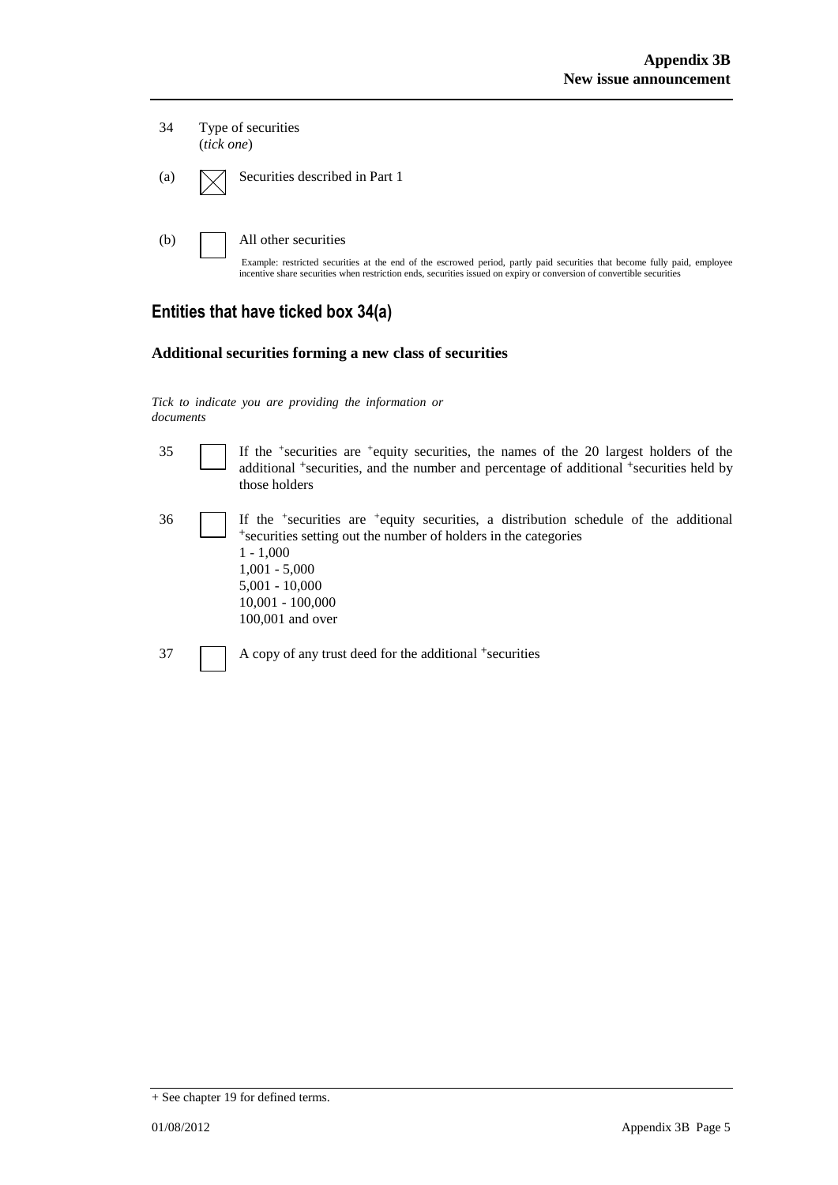34 Type of securities
(*tick one*)

(a) ☒ Securities described in Part 1

(b) ☐ All other securities

Example: restricted securities at the end of the escrowed period, partly paid securities that become fully paid, employee incentive share securities when restriction ends, securities issued on expiry or conversion of convertible securities

## Entities that have ticked box 34(a)

### Additional securities forming a new class of securities

*Tick to indicate you are providing the information or documents*

35 ☐ If the +securities are +equity securities, the names of the 20 largest holders of the additional +securities, and the number and percentage of additional +securities held by those holders

36 ☐ If the +securities are +equity securities, a distribution schedule of the additional +securities setting out the number of holders in the categories
1 - 1,000
1,001 - 5,000
5,001 - 10,000
10,001 - 100,000
100,001 and over

37 ☐ A copy of any trust deed for the additional +securities

+ See chapter 19 for defined terms.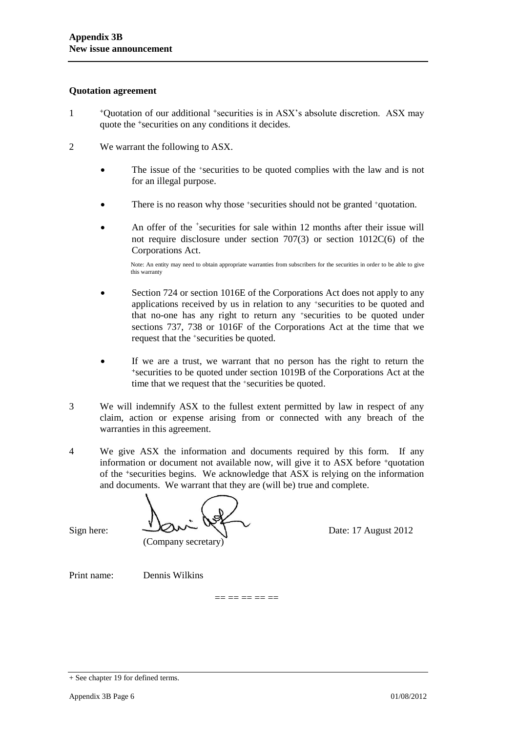**Appendix 3B**
**New issue announcement**

**Quotation agreement**

1 +Quotation of our additional +securities is in ASX's absolute discretion. ASX may quote the +securities on any conditions it decides.

2 We warrant the following to ASX.

- The issue of the +securities to be quoted complies with the law and is not for an illegal purpose.

- There is no reason why those +securities should not be granted +quotation.

- An offer of the +securities for sale within 12 months after their issue will not require disclosure under section 707(3) or section 1012C(6) of the Corporations Act.

  Note: An entity may need to obtain appropriate warranties from subscribers for the securities in order to be able to give this warranty

- Section 724 or section 1016E of the Corporations Act does not apply to any applications received by us in relation to any +securities to be quoted and that no-one has any right to return any +securities to be quoted under sections 737, 738 or 1016F of the Corporations Act at the time that we request that the +securities be quoted.

- If we are a trust, we warrant that no person has the right to return the +securities to be quoted under section 1019B of the Corporations Act at the time that we request that the +securities be quoted.

3 We will indemnify ASX to the fullest extent permitted by law in respect of any claim, action or expense arising from or connected with any breach of the warranties in this agreement.

4 We give ASX the information and documents required by this form. If any information or document not available now, will give it to ASX before +quotation of the +securities begins. We acknowledge that ASX is relying on the information and documents. We warrant that they are (will be) true and complete.

Sign here: (Company secretary) Date: 17 August 2012

Print name: Dennis Wilkins

== == == == ==

+ See chapter 19 for defined terms.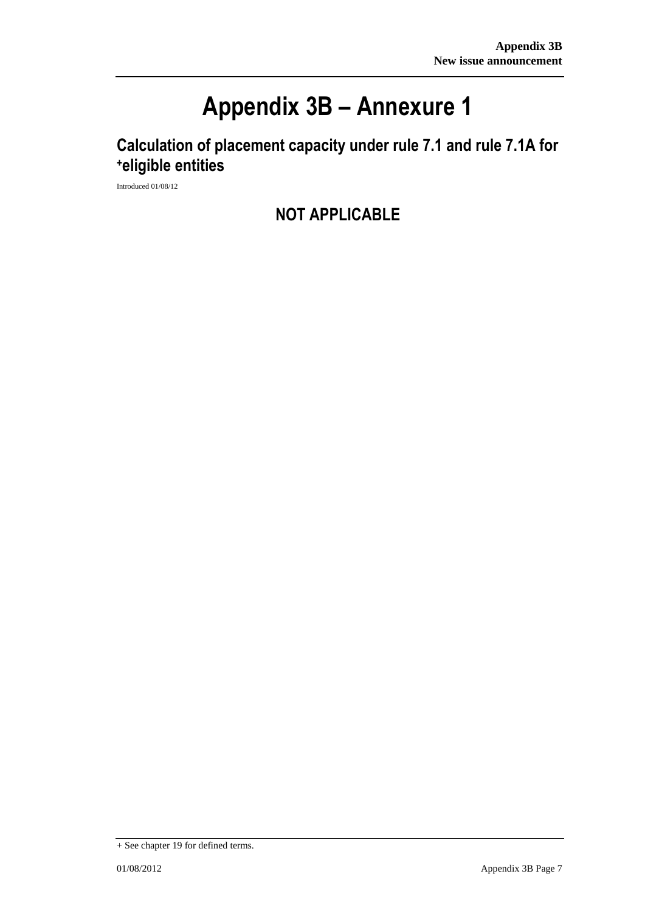# Appendix 3B – Annexure 1

## Calculation of placement capacity under rule 7.1 and rule 7.1A for +eligible entities

Introduced 01/08/12

### NOT APPLICABLE

+ See chapter 19 for defined terms.